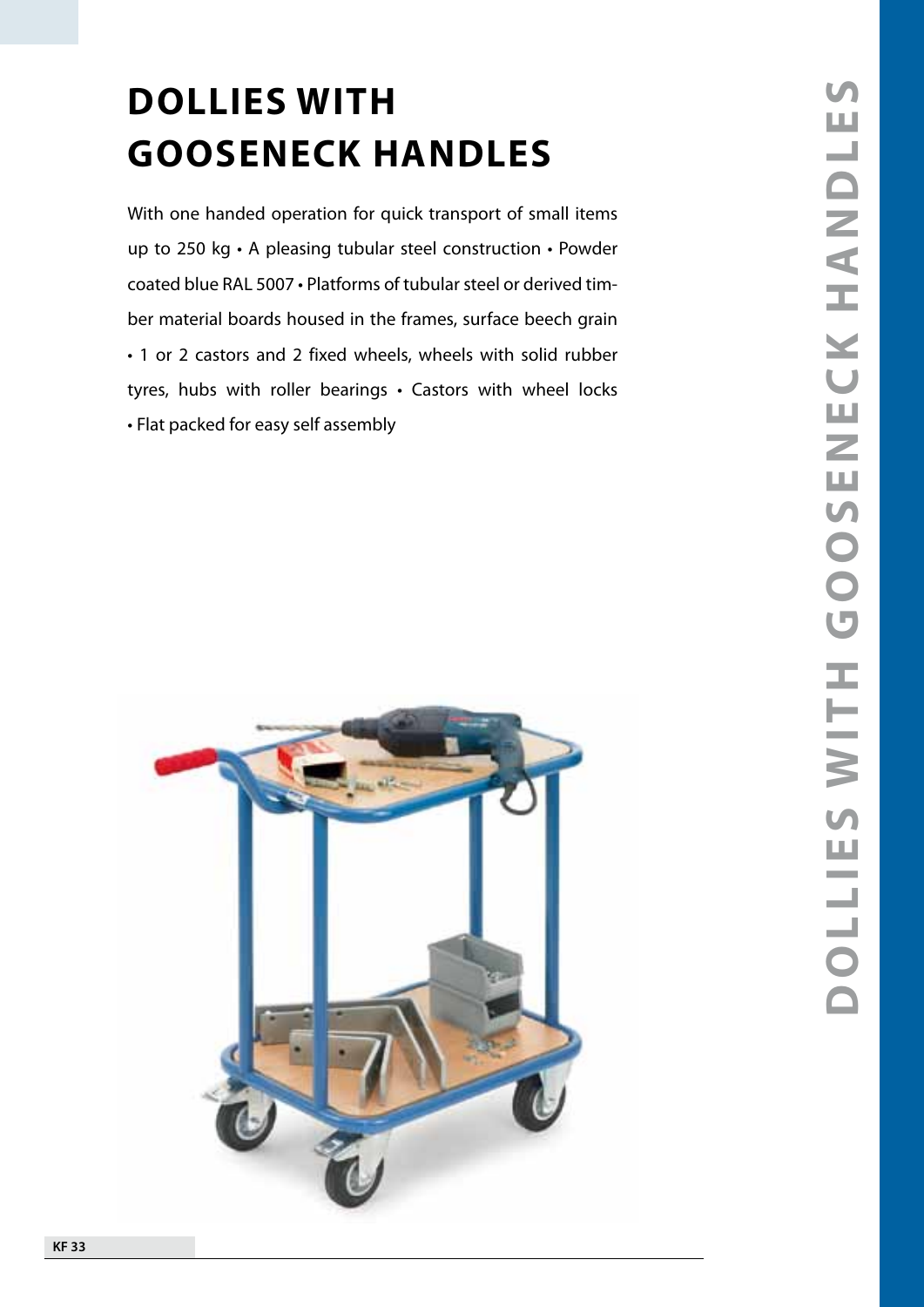# DOLLIES WITH GOOSENECK HANDLES

With one handed operation for quick transport of small items up to 250 kg • A pleasing tubular steel construction • Powder coated blue RAL 5007 • Platforms of tubular steel or derived timber material boards housed in the frames, surface beech grain • 1 or 2 castors and 2 fixed wheels, wheels with solid rubber tyres, hubs with roller bearings • Castors with wheel locks • Flat packed for easy self assembly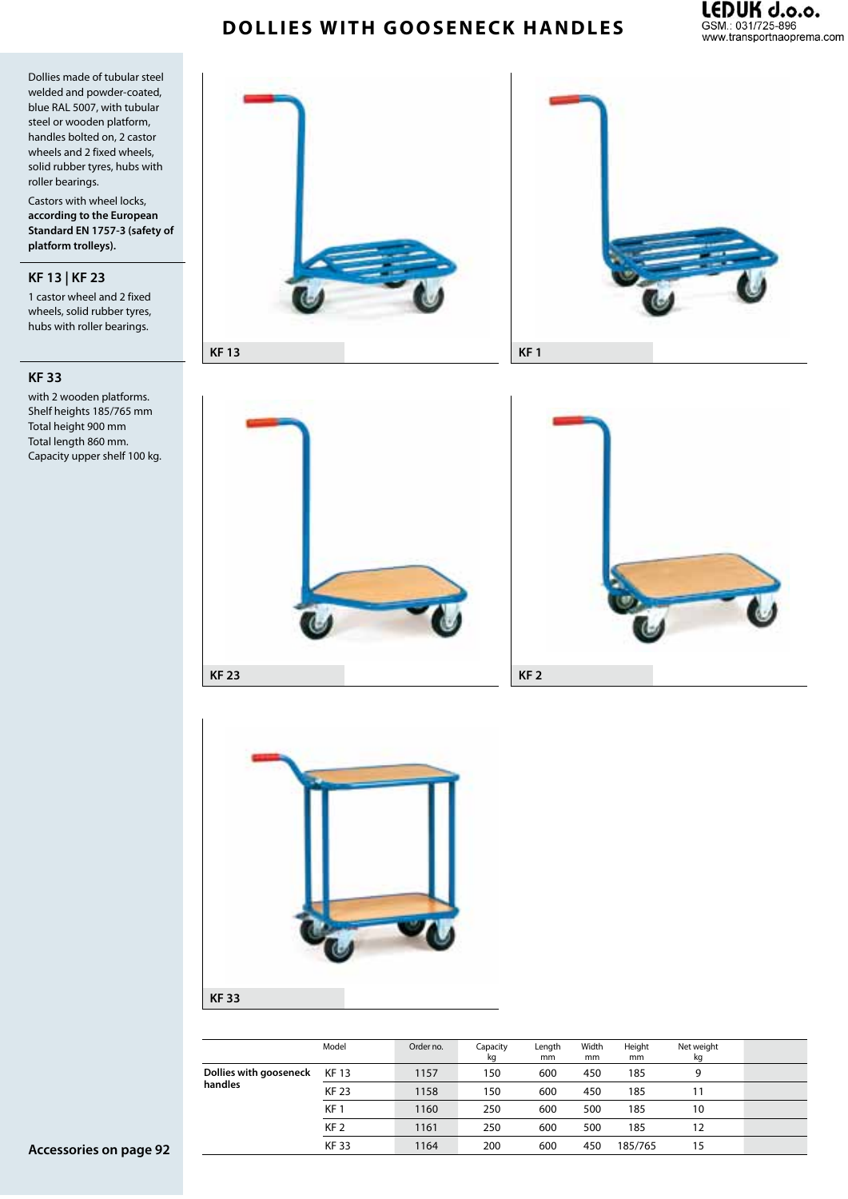# DOLLIES WITH GOOSENECK HANDLES

Dollies made of tubular steel welded and powder-coated, blue RAL 5007, with tubular steel or wooden platform, handles bolted on, 2 castor wheels and 2 fixed wheels, solid rubber tyres, hubs with roller bearings.

Castors with wheel locks, **according to the European Standard EN 1757-3 (safety of platform trolleys).**

### KF 13 | KF 23

1 castor wheel and 2 fixed wheels, solid rubber tyres, hubs with roller bearings.

### KF 33

with 2 wooden platforms.
Shelf heights 185/765 mm
Total height 900 mm
Total length 860 mm.
Capacity upper shelf 100 kg.

**Accessories on page 92**

KF 13

KF 1

KF 23

KF 2

KF 33

| | Model | Order no. | Capacity kg | Length mm | Width mm | Height mm | Net weight kg |
|---|---|---|---|---|---|---|---|
| **Dollies with gooseneck handles** | KF 13 | 1157 | 150 | 600 | 450 | 185 | 9 |
| | KF 23 | 1158 | 150 | 600 | 450 | 185 | 11 |
| | KF 1 | 1160 | 250 | 600 | 500 | 185 | 10 |
| | KF 2 | 1161 | 250 | 600 | 500 | 185 | 12 |
| | KF 33 | 1164 | 200 | 600 | 450 | 185/765 | 15 |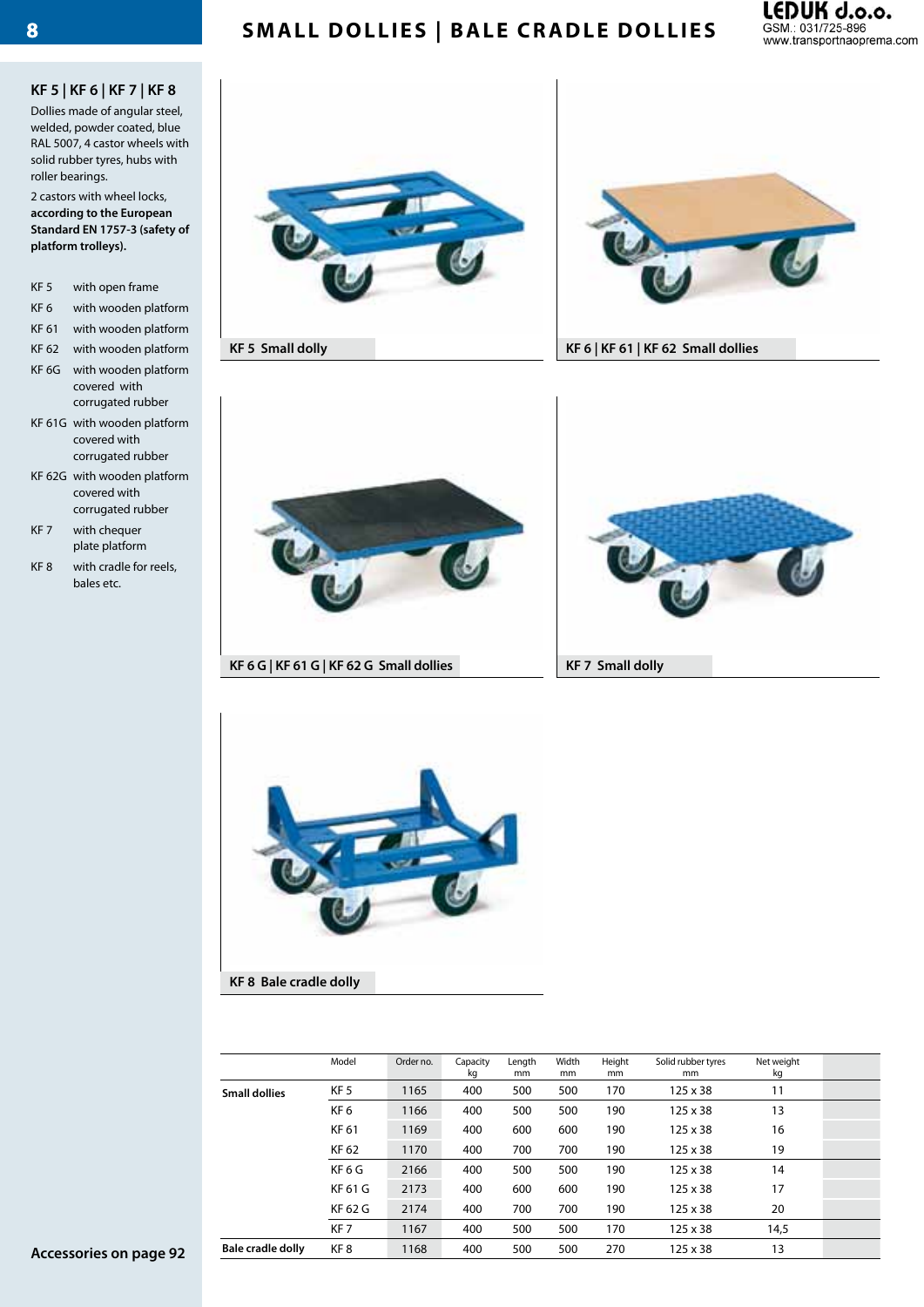# SMALL DOLLIES | BALE CRADLE DOLLIES

## KF 5 | KF 6 | KF 7 | KF 8

Dollies made of angular steel, welded, powder coated, blue RAL 5007, 4 castor wheels with solid rubber tyres, hubs with roller bearings.

2 castors with wheel locks, **according to the European Standard EN 1757-3 (safety of platform trolleys).**

- KF 5 with open frame
- KF 6 with wooden platform
- KF 61 with wooden platform
- KF 62 with wooden platform
- KF 6G with wooden platform covered with corrugated rubber
- KF 61G with wooden platform covered with corrugated rubber
- KF 62G with wooden platform covered with corrugated rubber
- KF 7 with chequer plate platform
- KF 8 with cradle for reels, bales etc.

**KF 5 Small dolly**

**KF 6 | KF 61 | KF 62 Small dollies**

**KF 6 G | KF 61 G | KF 62 G Small dollies**

**KF 7 Small dolly**

**KF 8 Bale cradle dolly**

| | Model | Order no. | Capacity kg | Length mm | Width mm | Height mm | Solid rubber tyres mm | Net weight kg |
|---|---|---|---|---|---|---|---|---|
| **Small dollies** | KF 5 | 1165 | 400 | 500 | 500 | 170 | 125 x 38 | 11 |
| | KF 6 | 1166 | 400 | 500 | 500 | 190 | 125 x 38 | 13 |
| | KF 61 | 1169 | 400 | 600 | 600 | 190 | 125 x 38 | 16 |
| | KF 62 | 1170 | 400 | 700 | 700 | 190 | 125 x 38 | 19 |
| | KF 6 G | 2166 | 400 | 500 | 500 | 190 | 125 x 38 | 14 |
| | KF 61 G | 2173 | 400 | 600 | 600 | 190 | 125 x 38 | 17 |
| | KF 62 G | 2174 | 400 | 700 | 700 | 190 | 125 x 38 | 20 |
| | KF 7 | 1167 | 400 | 500 | 500 | 170 | 125 x 38 | 14,5 |
| **Bale cradle dolly** | KF 8 | 1168 | 400 | 500 | 500 | 270 | 125 x 38 | 13 |

**Accessories on page 92**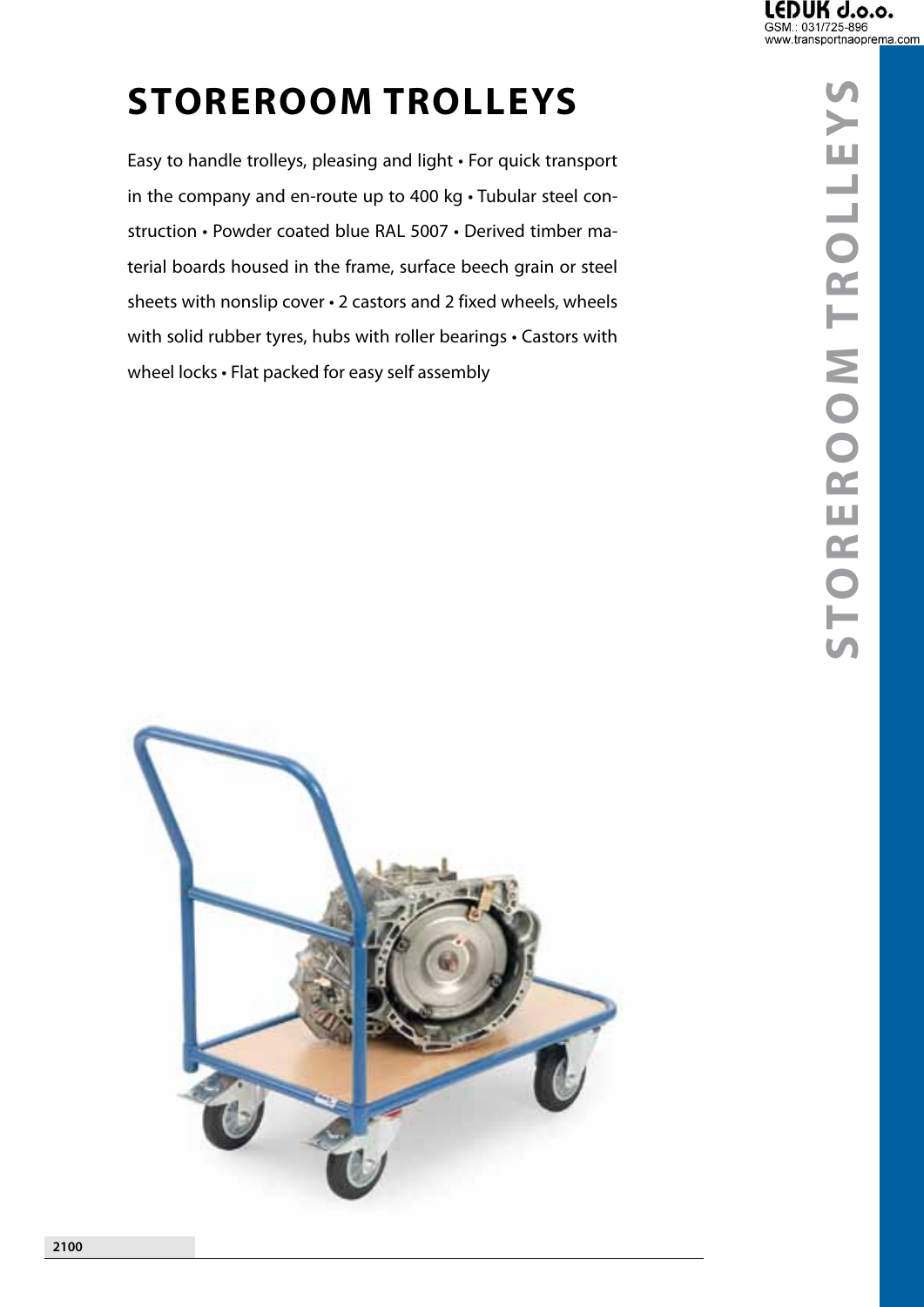# STOREROOM TROLLEYS

Easy to handle trolleys, pleasing and light • For quick transport in the company and en-route up to 400 kg • Tubular steel construction • Powder coated blue RAL 5007 • Derived timber material boards housed in the frame, surface beech grain or steel sheets with nonslip cover • 2 castors and 2 fixed wheels, wheels with solid rubber tyres, hubs with roller bearings • Castors with wheel locks • Flat packed for easy self assembly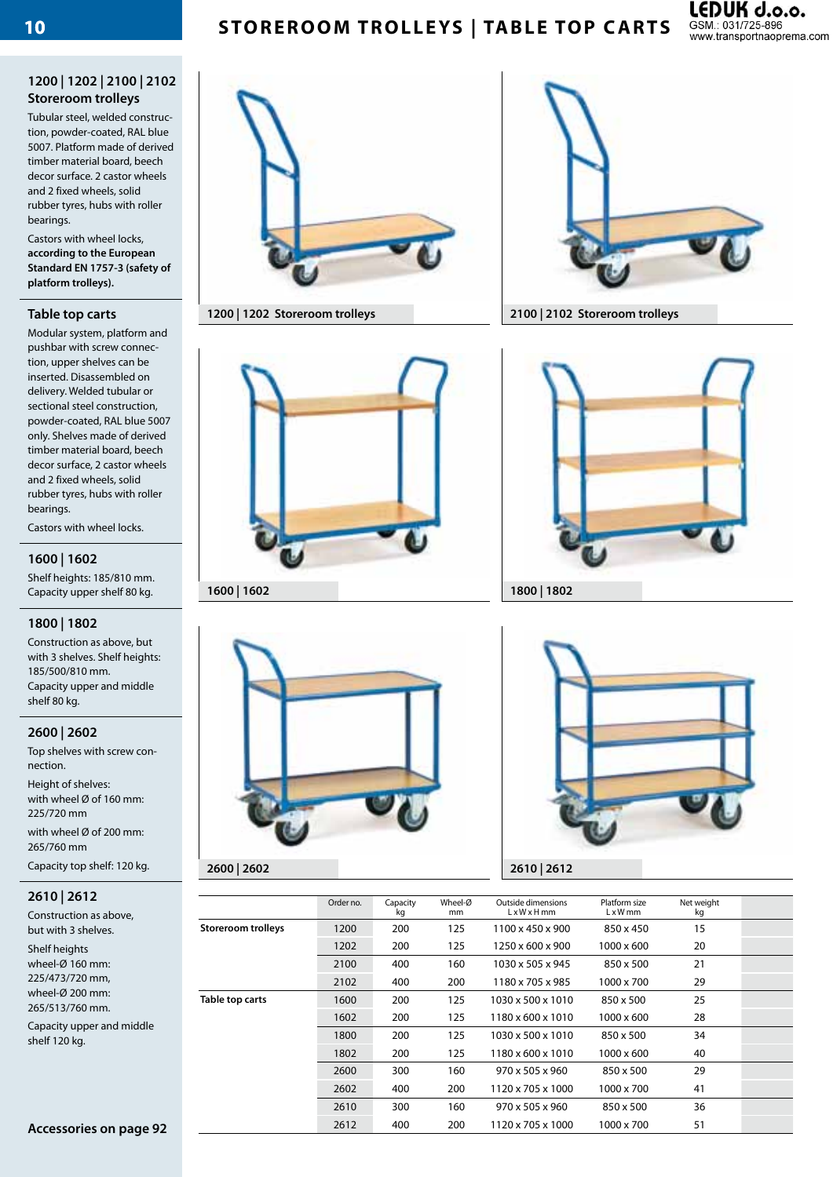# STOREROOM TROLLEYS | TABLE TOP CARTS

LEDUK d.o.o.
GSM.: 031/725-896
www.transportnaoprema.com

## 1200 | 1202 | 2100 | 2102 Storeroom trolleys

Tubular steel, welded construction, powder-coated, RAL blue 5007. Platform made of derived timber material board, beech decor surface. 2 castor wheels and 2 fixed wheels, solid rubber tyres, hubs with roller bearings.

Castors with wheel locks, **according to the European Standard EN 1757-3 (safety of platform trolleys).**

## Table top carts

Modular system, platform and pushbar with screw connection, upper shelves can be inserted. Disassembled on delivery. Welded tubular or sectional steel construction, powder-coated, RAL blue 5007 only. Shelves made of derived timber material board, beech decor surface, 2 castor wheels and 2 fixed wheels, solid rubber tyres, hubs with roller bearings.

Castors with wheel locks.

### 1600 | 1602

Shelf heights: 185/810 mm.
Capacity upper shelf 80 kg.

### 1800 | 1802

Construction as above, but with 3 shelves. Shelf heights: 185/500/810 mm.
Capacity upper and middle shelf 80 kg.

### 2600 | 2602

Top shelves with screw connection.

Height of shelves:
with wheel Ø of 160 mm: 225/720 mm
with wheel Ø of 200 mm: 265/760 mm

Capacity top shelf: 120 kg.

### 2610 | 2612

Construction as above, but with 3 shelves.

Shelf heights
wheel-Ø 160 mm: 225/473/720 mm,
wheel-Ø 200 mm: 265/513/760 mm.

Capacity upper and middle shelf 120 kg.

**Accessories on page 92**

1200 | 1202 Storeroom trolleys

2100 | 2102 Storeroom trolleys

1600 | 1602

1800 | 1802

2600 | 2602

2610 | 2612

| | Order no. | Capacity kg | Wheel-Ø mm | Outside dimensions L x W x H mm | Platform size L x W mm | Net weight kg |
|---|---|---|---|---|---|---|
| **Storeroom trolleys** | 1200 | 200 | 125 | 1100 x 450 x 900 | 850 x 450 | 15 |
| | 1202 | 200 | 125 | 1250 x 600 x 900 | 1000 x 600 | 20 |
| | 2100 | 400 | 160 | 1030 x 505 x 945 | 850 x 500 | 21 |
| | 2102 | 400 | 200 | 1180 x 705 x 985 | 1000 x 700 | 29 |
| **Table top carts** | 1600 | 200 | 125 | 1030 x 500 x 1010 | 850 x 500 | 25 |
| | 1602 | 200 | 125 | 1180 x 600 x 1010 | 1000 x 600 | 28 |
| | 1800 | 200 | 125 | 1030 x 500 x 1010 | 850 x 500 | 34 |
| | 1802 | 200 | 125 | 1180 x 600 x 1010 | 1000 x 600 | 40 |
| | 2600 | 300 | 160 | 970 x 505 x 960 | 850 x 500 | 29 |
| | 2602 | 400 | 200 | 1120 x 705 x 1000 | 1000 x 700 | 41 |
| | 2610 | 300 | 160 | 970 x 505 x 960 | 850 x 500 | 36 |
| | 2612 | 400 | 200 | 1120 x 705 x 1000 | 1000 x 700 | 51 |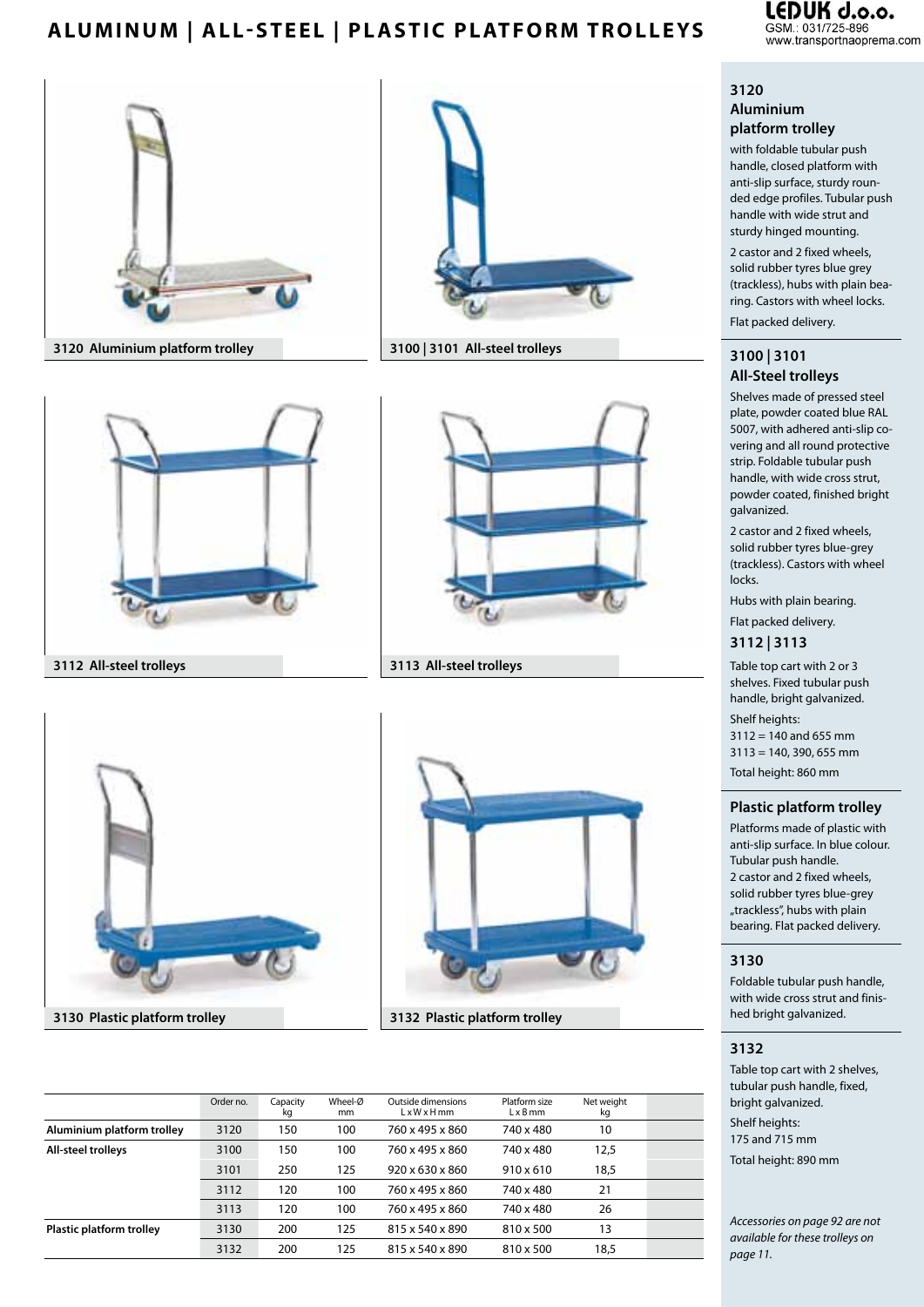# ALUMINUM | ALL-STEEL | PLASTIC PLATFORM TROLLEYS

LEDUK d.o.o.
GSM.: 031/725-896
www.transportnaoprema.com

3120 Aluminium platform trolley

3100 | 3101 All-steel trolleys

3112 All-steel trolleys

3113 All-steel trolleys

3130 Plastic platform trolley

3132 Plastic platform trolley

| | Order no. | Capacity kg | Wheel-Ø mm | Outside dimensions L x W x H mm | Platform size L x B mm | Net weight kg |
|---|---|---|---|---|---|---|
| **Aluminium platform trolley** | 3120 | 150 | 100 | 760 x 495 x 860 | 740 x 480 | 10 |
| **All-steel trolleys** | 3100 | 150 | 100 | 760 x 495 x 860 | 740 x 480 | 12,5 |
| | 3101 | 250 | 125 | 920 x 630 x 860 | 910 x 610 | 18,5 |
| | 3112 | 120 | 100 | 760 x 495 x 860 | 740 x 480 | 21 |
| | 3113 | 120 | 100 | 760 x 495 x 860 | 740 x 480 | 26 |
| **Plastic platform trolley** | 3130 | 200 | 125 | 815 x 540 x 890 | 810 x 500 | 13 |
| | 3132 | 200 | 125 | 815 x 540 x 890 | 810 x 500 | 18,5 |

### 3120 Aluminium platform trolley

with foldable tubular push handle, closed platform with anti-slip surface, sturdy rounded edge profiles. Tubular push handle with wide strut and sturdy hinged mounting.

2 castor and 2 fixed wheels, solid rubber tyres blue grey (trackless), hubs with plain bearing. Castors with wheel locks.

Flat packed delivery.

### 3100 | 3101 All-Steel trolleys

Shelves made of pressed steel plate, powder coated blue RAL 5007, with adhered anti-slip covering and all round protective strip. Foldable tubular push handle, with wide cross strut, powder coated, finished bright galvanized.

2 castor and 2 fixed wheels, solid rubber tyres blue-grey (trackless). Castors with wheel locks.

Hubs with plain bearing.

Flat packed delivery.

### 3112 | 3113

Table top cart with 2 or 3 shelves. Fixed tubular push handle, bright galvanized.

Shelf heights:
3112 = 140 and 655 mm
3113 = 140, 390, 655 mm

Total height: 860 mm

### Plastic platform trolley

Platforms made of plastic with anti-slip surface. In blue colour. Tubular push handle.
2 castor and 2 fixed wheels, solid rubber tyres blue-grey „trackless", hubs with plain bearing. Flat packed delivery.

### 3130

Foldable tubular push handle, with wide cross strut and finished bright galvanized.

### 3132

Table top cart with 2 shelves, tubular push handle, fixed, bright galvanized.

Shelf heights:
175 and 715 mm

Total height: 890 mm

*Accessories on page 92 are not available for these trolleys on page 11.*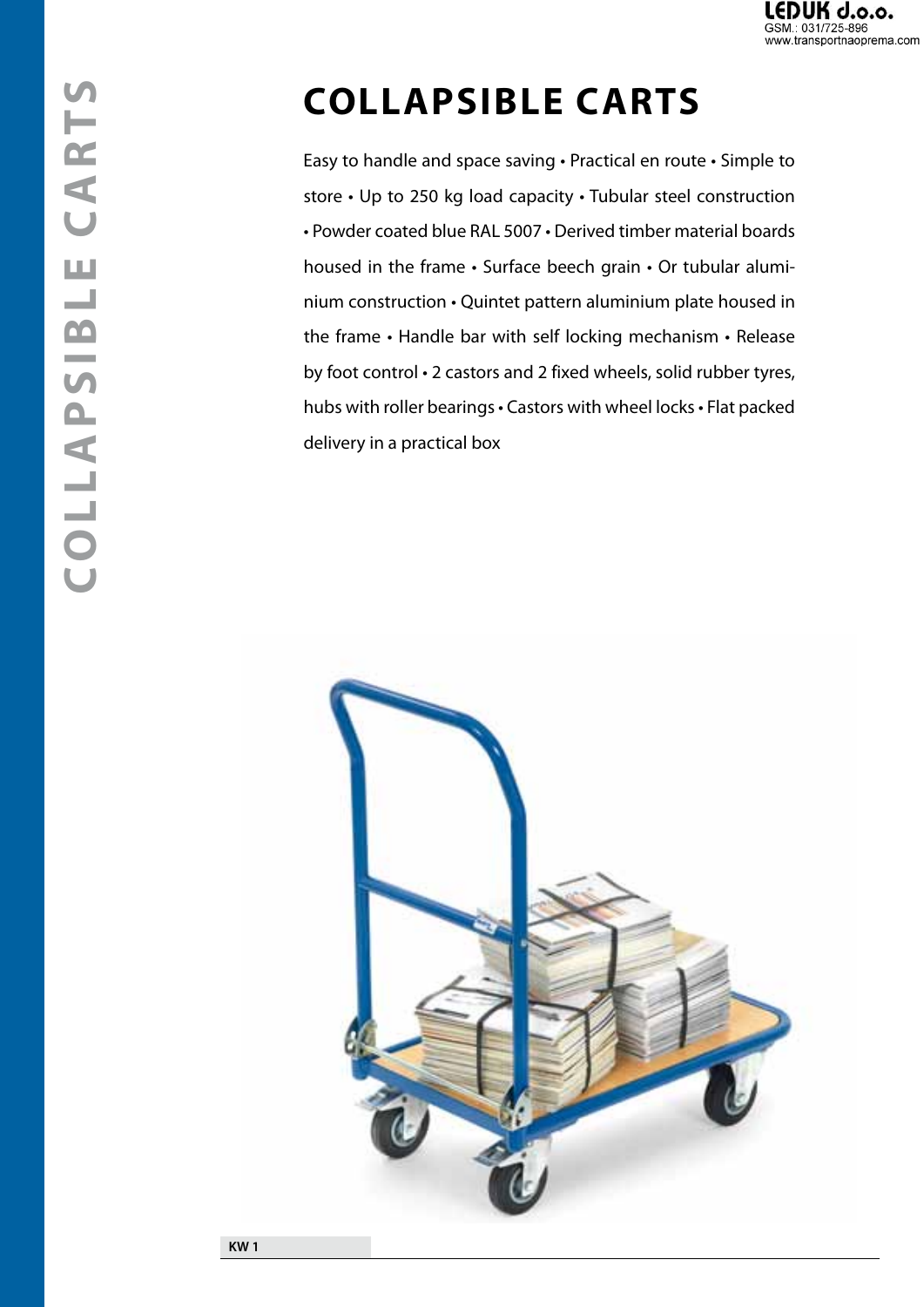# COLLAPSIBLE CARTS

Easy to handle and space saving • Practical en route • Simple to store • Up to 250 kg load capacity • Tubular steel construction • Powder coated blue RAL 5007 • Derived timber material boards housed in the frame • Surface beech grain • Or tubular aluminium construction • Quintet pattern aluminium plate housed in the frame • Handle bar with self locking mechanism • Release by foot control • 2 castors and 2 fixed wheels, solid rubber tyres, hubs with roller bearings • Castors with wheel locks • Flat packed delivery in a practical box

KW 1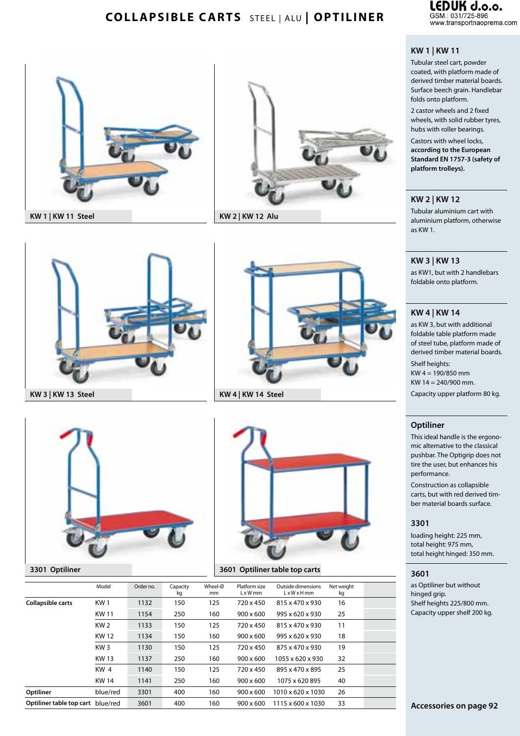# COLLAPSIBLE CARTS STEEL | ALU | OPTILINER

LEDUK d.o.o.
GSM.: 031/725-896
www.transportnaoprema.com

KW 1 | KW 11 Steel

KW 2 | KW 12 Alu

KW 3 | KW 13 Steel

KW 4 | KW 14 Steel

3301 Optiliner

3601 Optiliner table top carts

| | Model | Order no. | Capacity kg | Wheel-Ø mm | Platform size L x W mm | Outside dimensions L x W x H mm | Net weight kg |
|---|---|---|---|---|---|---|---|
| **Collapsible carts** | KW 1 | 1132 | 150 | 125 | 720 x 450 | 815 x 470 x 930 | 16 |
| | KW 11 | 1154 | 250 | 160 | 900 x 600 | 995 x 620 x 930 | 25 |
| | KW 2 | 1133 | 150 | 125 | 720 x 450 | 815 x 470 x 930 | 11 |
| | KW 12 | 1134 | 150 | 160 | 900 x 600 | 995 x 620 x 930 | 18 |
| | KW 3 | 1130 | 150 | 125 | 720 x 450 | 875 x 470 x 930 | 19 |
| | KW 13 | 1137 | 250 | 160 | 900 x 600 | 1055 x 620 x 930 | 32 |
| | KW 4 | 1140 | 150 | 125 | 720 x 450 | 895 x 470 x 895 | 25 |
| | KW 14 | 1141 | 250 | 160 | 900 x 600 | 1075 x 620 895 | 40 |
| **Optiliner** | blue/red | 3301 | 400 | 160 | 900 x 600 | 1010 x 620 x 1030 | 26 |
| **Optiliner table top cart** | blue/red | 3601 | 400 | 160 | 900 x 600 | 1115 x 600 x 1030 | 33 |

### KW 1 | KW 11

Tubular steel cart, powder coated, with platform made of derived timber material boards. Surface beech grain. Handlebar folds onto platform.

2 castor wheels and 2 fixed wheels, with solid rubber tyres, hubs with roller bearings.

Castors with wheel locks, **according to the European Standard EN 1757-3 (safety of platform trolleys).**

### KW 2 | KW 12

Tubular aluminium cart with aluminium platform, otherwise as KW 1.

### KW 3 | KW 13

as KW1, but with 2 handlebars foldable onto platform.

### KW 4 | KW 14

as KW 3, but with additional foldable table platform made of steel tube, platform made of derived timber material boards.

Shelf heights:
KW 4 = 190/850 mm
KW 14 = 240/900 mm.

Capacity upper platform 80 kg.

### Optiliner

This ideal handle is the ergonomic alternative to the classical pushbar. The Optigrip does not tire the user, but enhances his performance.

Construction as collapsible carts, but with red derived timber material boards surface.

### 3301

loading height: 225 mm,
total height: 975 mm,
total height hinged: 350 mm.

### 3601

as Optiliner but without hinged grip.
Shelf heights 225/800 mm.
Capacity upper shelf 200 kg.

**Accessories on page 92**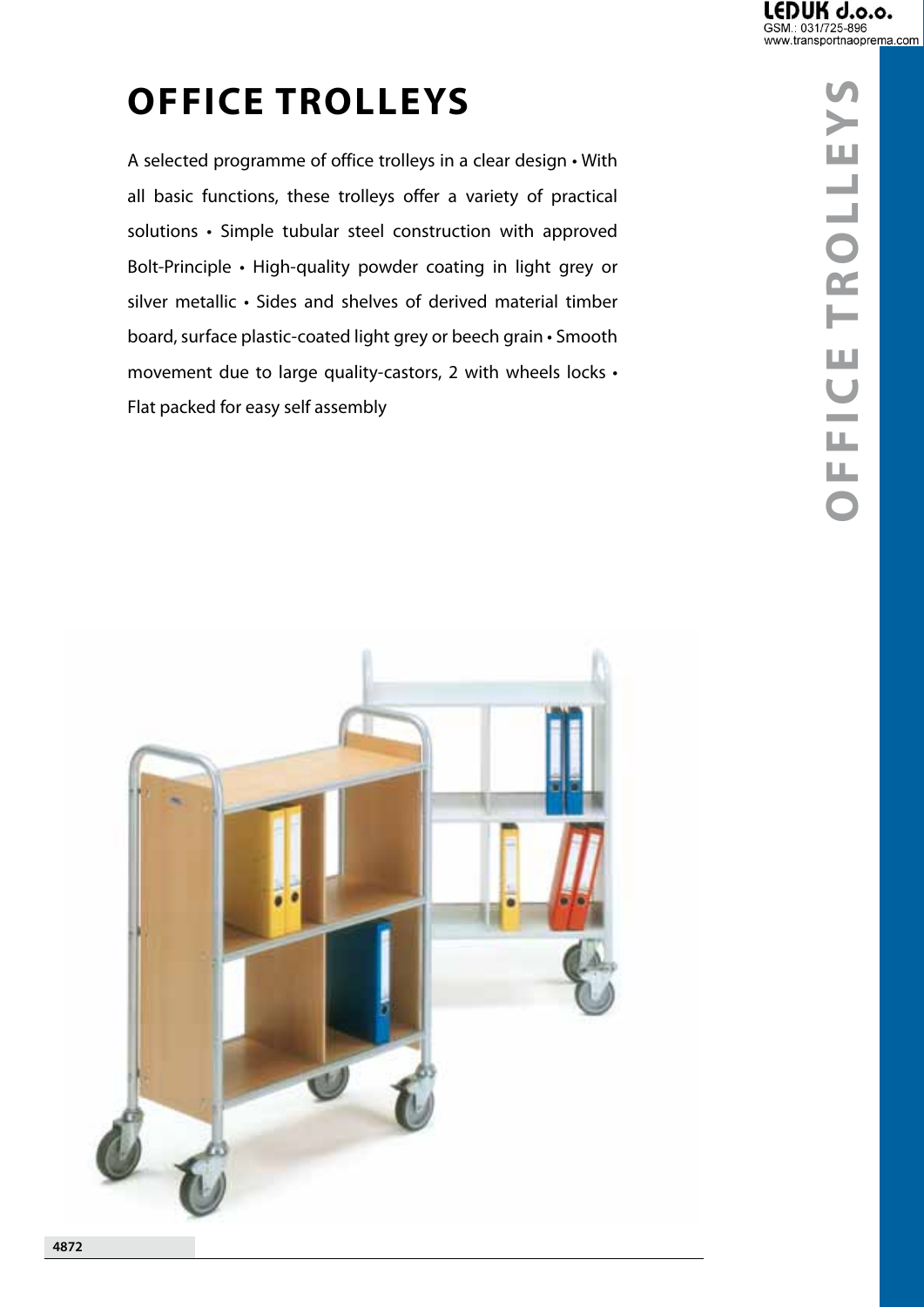# OFFICE TROLLEYS

A selected programme of office trolleys in a clear design • With all basic functions, these trolleys offer a variety of practical solutions • Simple tubular steel construction with approved Bolt-Principle • High-quality powder coating in light grey or silver metallic • Sides and shelves of derived material timber board, surface plastic-coated light grey or beech grain • Smooth movement due to large quality-castors, 2 with wheels locks • Flat packed for easy self assembly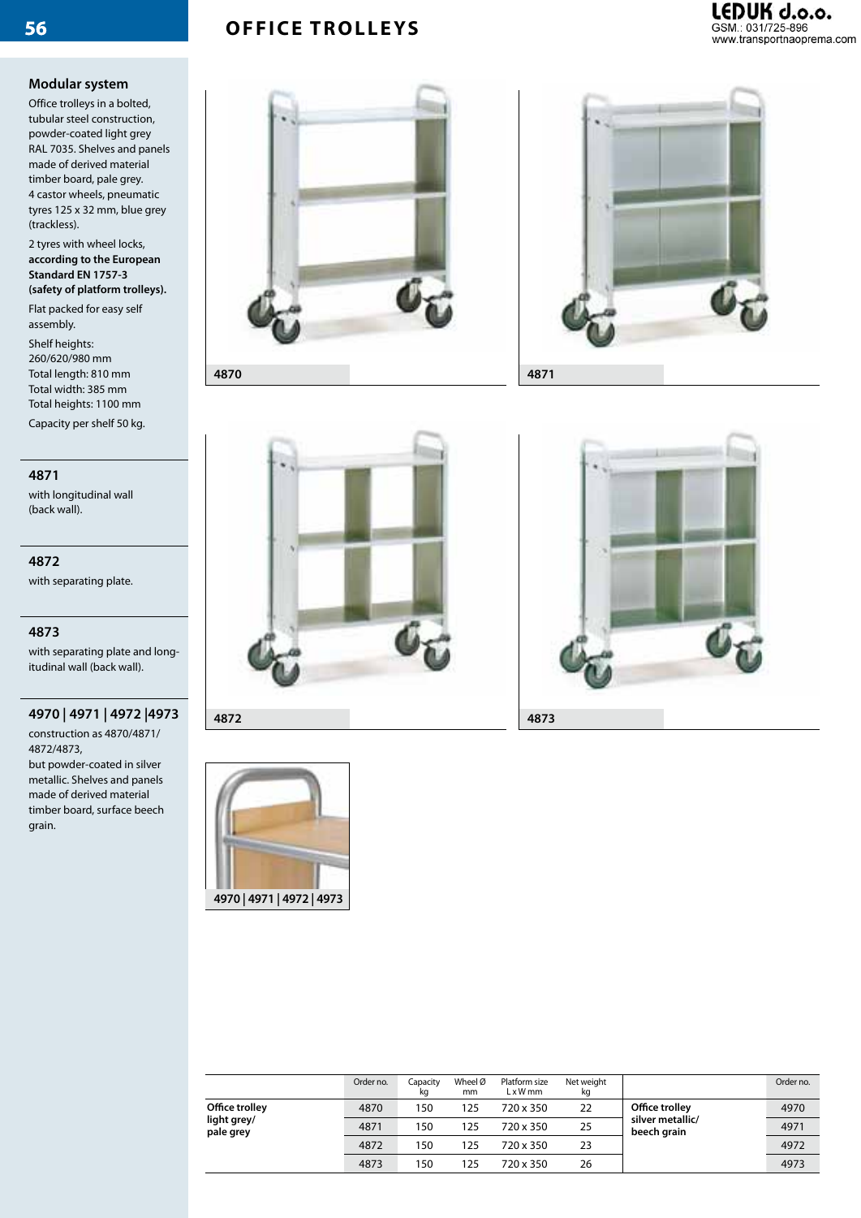# OFFICE TROLLEYS

LEDUK d.o.o.
GSM.: 031/725-896
www.transportnaoprema.com

## Modular system

Office trolleys in a bolted, tubular steel construction, powder-coated light grey RAL 7035. Shelves and panels made of derived material timber board, pale grey.
4 castor wheels, pneumatic tyres 125 x 32 mm, blue grey (trackless).

2 tyres with wheel locks, **according to the European Standard EN 1757-3 (safety of platform trolleys).**

Flat packed for easy self assembly.

Shelf heights:
260/620/980 mm
Total length: 810 mm
Total width: 385 mm
Total heights: 1100 mm

Capacity per shelf 50 kg.

### 4871

with longitudinal wall (back wall).

### 4872

with separating plate.

### 4873

with separating plate and longitudinal wall (back wall).

### 4970 | 4971 | 4972 |4973

construction as 4870/4871/4872/4873,
but powder-coated in silver metallic. Shelves and panels made of derived material timber board, surface beech grain.

4870

4871

4872

4873

4970 | 4971 | 4972 | 4973

| | Order no. | Capacity kg | Wheel Ø mm | Platform size L x W mm | Net weight kg | | Order no. |
|---|---|---|---|---|---|---|---|
| **Office trolley light grey/ pale grey** | 4870 | 150 | 125 | 720 x 350 | 22 | **Office trolley silver metallic/ beech grain** | 4970 |
| | 4871 | 150 | 125 | 720 x 350 | 25 | | 4971 |
| | 4872 | 150 | 125 | 720 x 350 | 23 | | 4972 |
| | 4873 | 150 | 125 | 720 x 350 | 26 | | 4973 |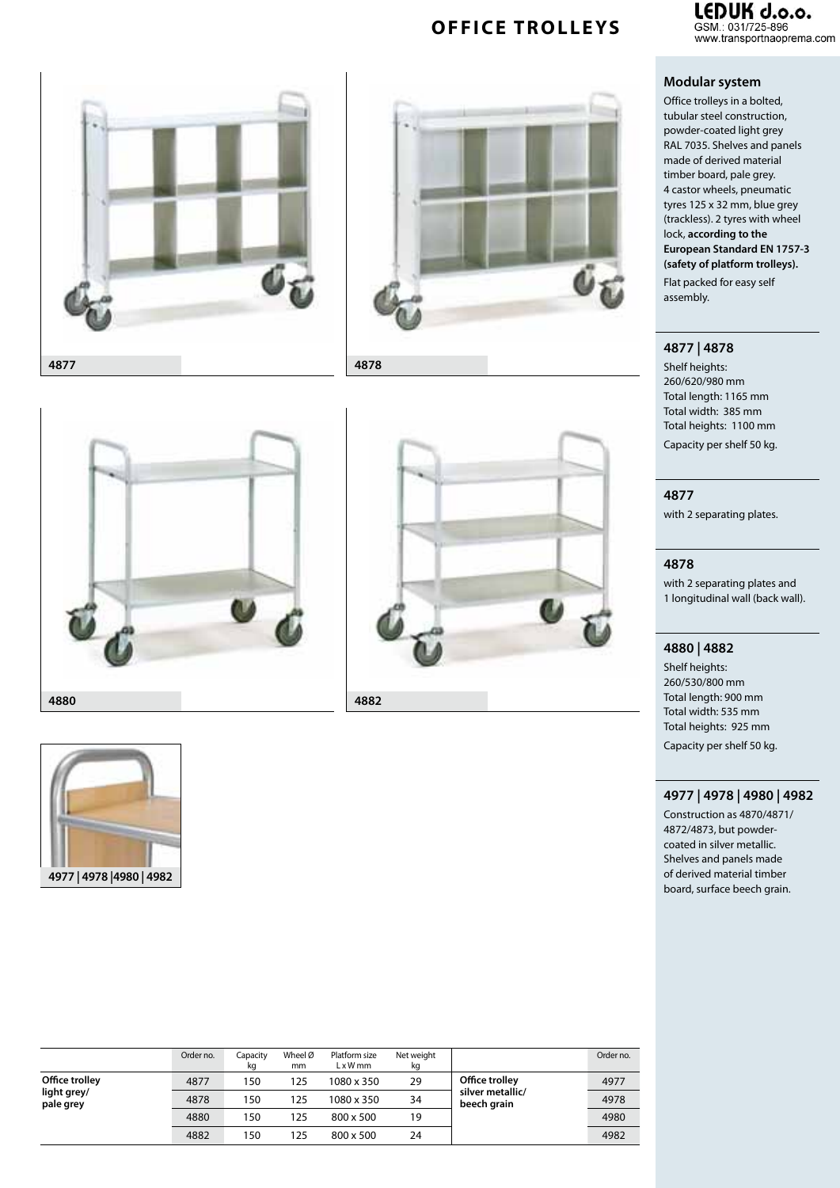# OFFICE TROLLEYS

4877

4878

4880

4882

4977 | 4978 |4980 | 4982

## Modular system

Office trolleys in a bolted, tubular steel construction, powder-coated light grey RAL 7035. Shelves and panels made of derived material timber board, pale grey. 4 castor wheels, pneumatic tyres 125 x 32 mm, blue grey (trackless). 2 tyres with wheel lock, **according to the European Standard EN 1757-3 (safety of platform trolleys).**

Flat packed for easy self assembly.

### 4877 | 4878

Shelf heights: 260/620/980 mm
Total length: 1165 mm
Total width: 385 mm
Total heights: 1100 mm

Capacity per shelf 50 kg.

### 4877

with 2 separating plates.

### 4878

with 2 separating plates and 1 longitudinal wall (back wall).

### 4880 | 4882

Shelf heights: 260/530/800 mm
Total length: 900 mm
Total width: 535 mm
Total heights: 925 mm

Capacity per shelf 50 kg.

### 4977 | 4978 | 4980 | 4982

Construction as 4870/4871/4872/4873, but powder-coated in silver metallic. Shelves and panels made of derived material timber board, surface beech grain.

| | Order no. | Capacity kg | Wheel Ø mm | Platform size L x W mm | Net weight kg | | Order no. |
|---|---|---|---|---|---|---|---|
| **Office trolley light grey/ pale grey** | 4877 | 150 | 125 | 1080 x 350 | 29 | **Office trolley silver metallic/ beech grain** | 4977 |
| | 4878 | 150 | 125 | 1080 x 350 | 34 | | 4978 |
| | 4880 | 150 | 125 | 800 x 500 | 19 | | 4980 |
| | 4882 | 150 | 125 | 800 x 500 | 24 | | 4982 |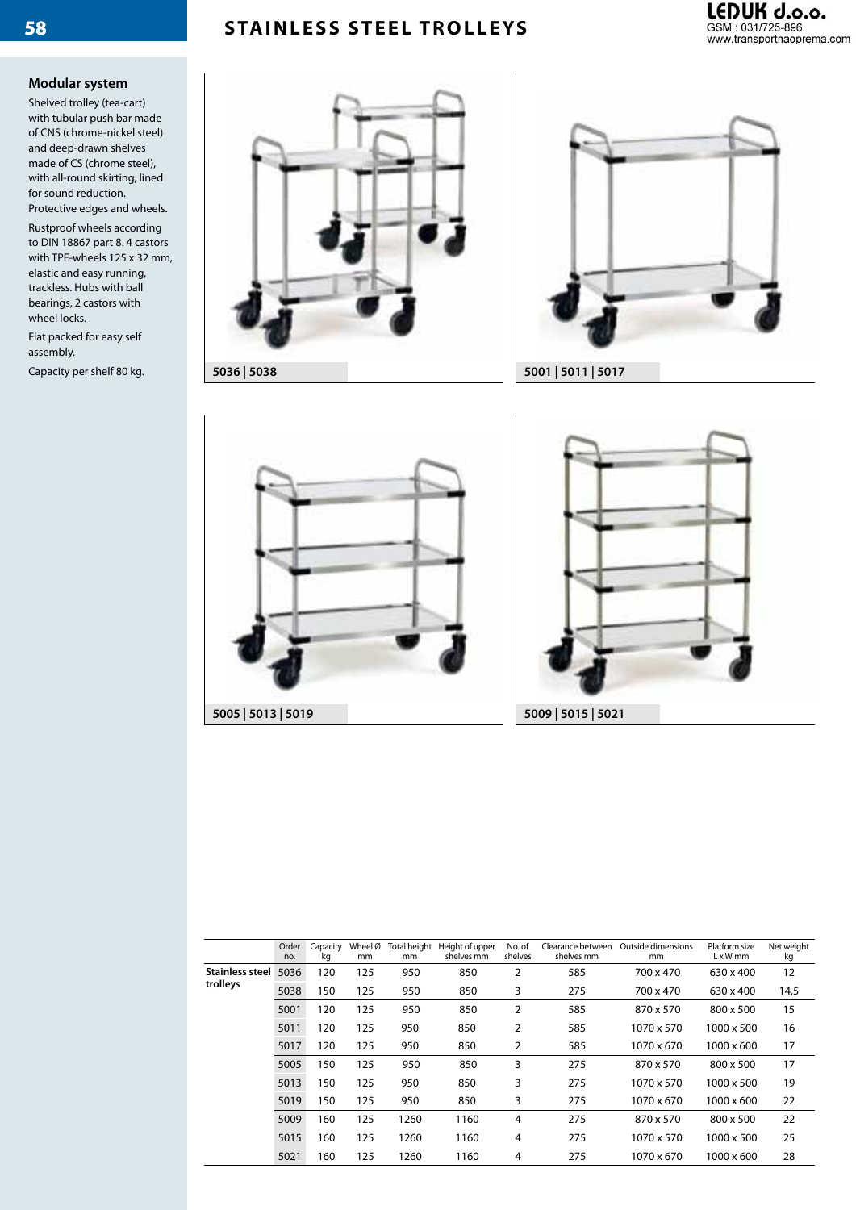# STAINLESS STEEL TROLLEYS

LEDUK d.o.o.
GSM.: 031/725-896
www.transportnaoprema.com

## Modular system

Shelved trolley (tea-cart) with tubular push bar made of CNS (chrome-nickel steel) and deep-drawn shelves made of CS (chrome steel), with all-round skirting, lined for sound reduction. Protective edges and wheels.

Rustproof wheels according to DIN 18867 part 8. 4 castors with TPE-wheels 125 x 32 mm, elastic and easy running, trackless. Hubs with ball bearings, 2 castors with wheel locks.

Flat packed for easy self assembly.

Capacity per shelf 80 kg.

**5036 | 5038**

**5001 | 5011 | 5017**

**5005 | 5013 | 5019**

**5009 | 5015 | 5021**

| | Order no. | Capacity kg | Wheel Ø mm | Total height mm | Height of upper shelves mm | No. of shelves | Clearance between shelves mm | Outside dimensions mm | Platform size L x W mm | Net weight kg |
|---|---|---|---|---|---|---|---|---|---|---|
| **Stainless steel trolleys** | 5036 | 120 | 125 | 950 | 850 | 2 | 585 | 700 x 470 | 630 x 400 | 12 |
| | 5038 | 150 | 125 | 950 | 850 | 3 | 275 | 700 x 470 | 630 x 400 | 14,5 |
| | 5001 | 120 | 125 | 950 | 850 | 2 | 585 | 870 x 570 | 800 x 500 | 15 |
| | 5011 | 120 | 125 | 950 | 850 | 2 | 585 | 1070 x 570 | 1000 x 500 | 16 |
| | 5017 | 120 | 125 | 950 | 850 | 2 | 585 | 1070 x 670 | 1000 x 600 | 17 |
| | 5005 | 150 | 125 | 950 | 850 | 3 | 275 | 870 x 570 | 800 x 500 | 17 |
| | 5013 | 150 | 125 | 950 | 850 | 3 | 275 | 1070 x 570 | 1000 x 500 | 19 |
| | 5019 | 150 | 125 | 950 | 850 | 3 | 275 | 1070 x 670 | 1000 x 600 | 22 |
| | 5009 | 160 | 125 | 1260 | 1160 | 4 | 275 | 870 x 570 | 800 x 500 | 22 |
| | 5015 | 160 | 125 | 1260 | 1160 | 4 | 275 | 1070 x 570 | 1000 x 500 | 25 |
| | 5021 | 160 | 125 | 1260 | 1160 | 4 | 275 | 1070 x 670 | 1000 x 600 | 28 |